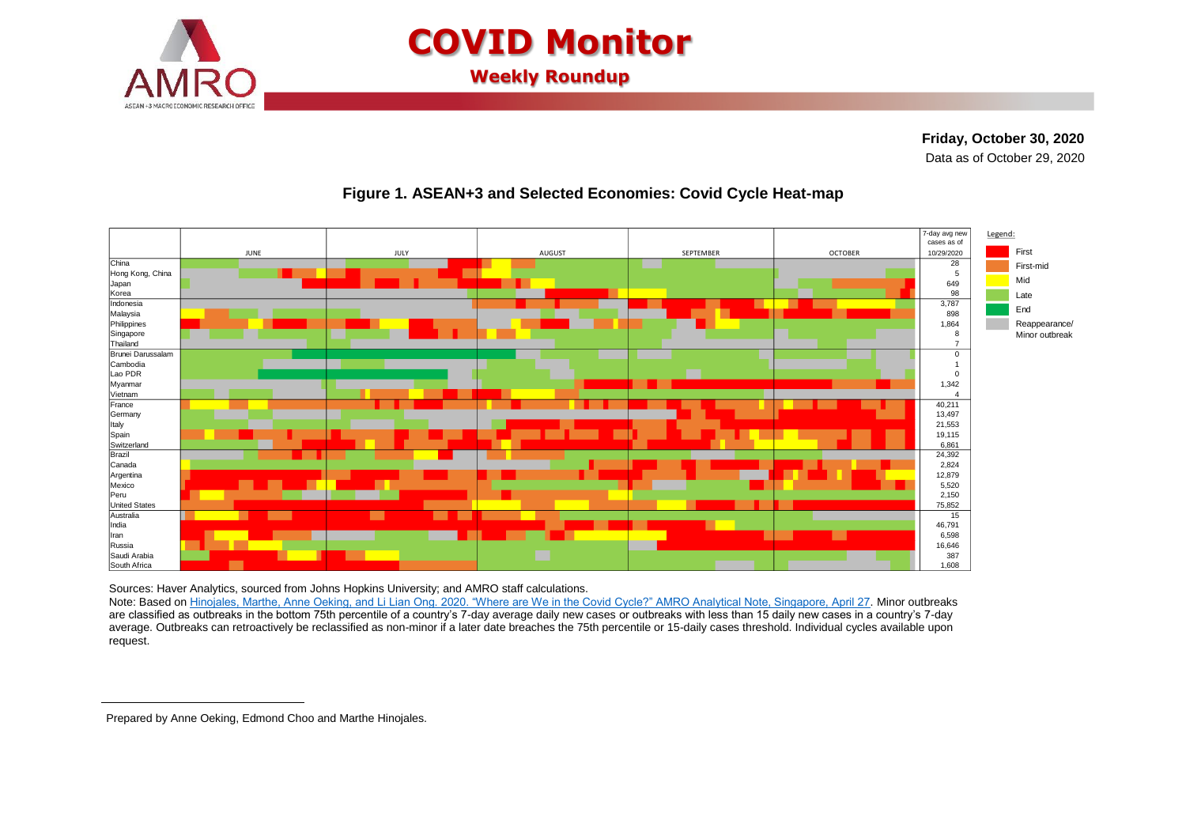# COVID Monitor

## Weekly Roundup

**Friday, October 30, 2020**

Data as of October 29, 2020

### Figure 1. ASEAN+3 and Selected Economies: Covid Cycle Heat-map

| Economy | 7-day avg new cases as of 10/29/2020 |
|---|---|
| China | 28 |
| Hong Kong, China | 5 |
| Japan | 649 |
| Korea | 98 |
| Indonesia | 3,787 |
| Malaysia | 898 |
| Philippines | 1,864 |
| Singapore | 8 |
| Thailand | 7 |
| Brunei Darussalam | 0 |
| Cambodia | 1 |
| Lao PDR | 0 |
| Myanmar | 1,342 |
| Vietnam | 4 |
| France | 40,211 |
| Germany | 13,497 |
| Italy | 21,553 |
| Spain | 19,115 |
| Switzerland | 6,861 |
| Brazil | 24,392 |
| Canada | 2,824 |
| Argentina | 12,879 |
| Mexico | 5,520 |
| Peru | 2,150 |
| United States | 75,852 |
| Australia | 15 |
| India | 46,791 |
| Iran | 6,598 |
| Russia | 16,646 |
| Saudi Arabia | 387 |
| South Africa | 1,608 |

Heat-map months: JUNE, JULY, AUGUST, SEPTEMBER, OCTOBER

Legend: First; First-mid; Mid; Late; End; Reappearance/ Minor outbreak

Sources: Haver Analytics, sourced from Johns Hopkins University; and AMRO staff calculations.

Note: Based on Hinojales, Marthe, Anne Oeking, and Li Lian Ong. 2020. "Where are We in the Covid Cycle?" AMRO Analytical Note, Singapore, April 27. Minor outbreaks are classified as outbreaks in the bottom 75th percentile of a country's 7-day average daily new cases or outbreaks with less than 15 daily new cases in a country's 7-day average. Outbreaks can retroactively be reclassified as non-minor if a later date breaches the 75th percentile or 15-daily cases threshold. Individual cycles available upon request.

---

Prepared by Anne Oeking, Edmond Choo and Marthe Hinojales.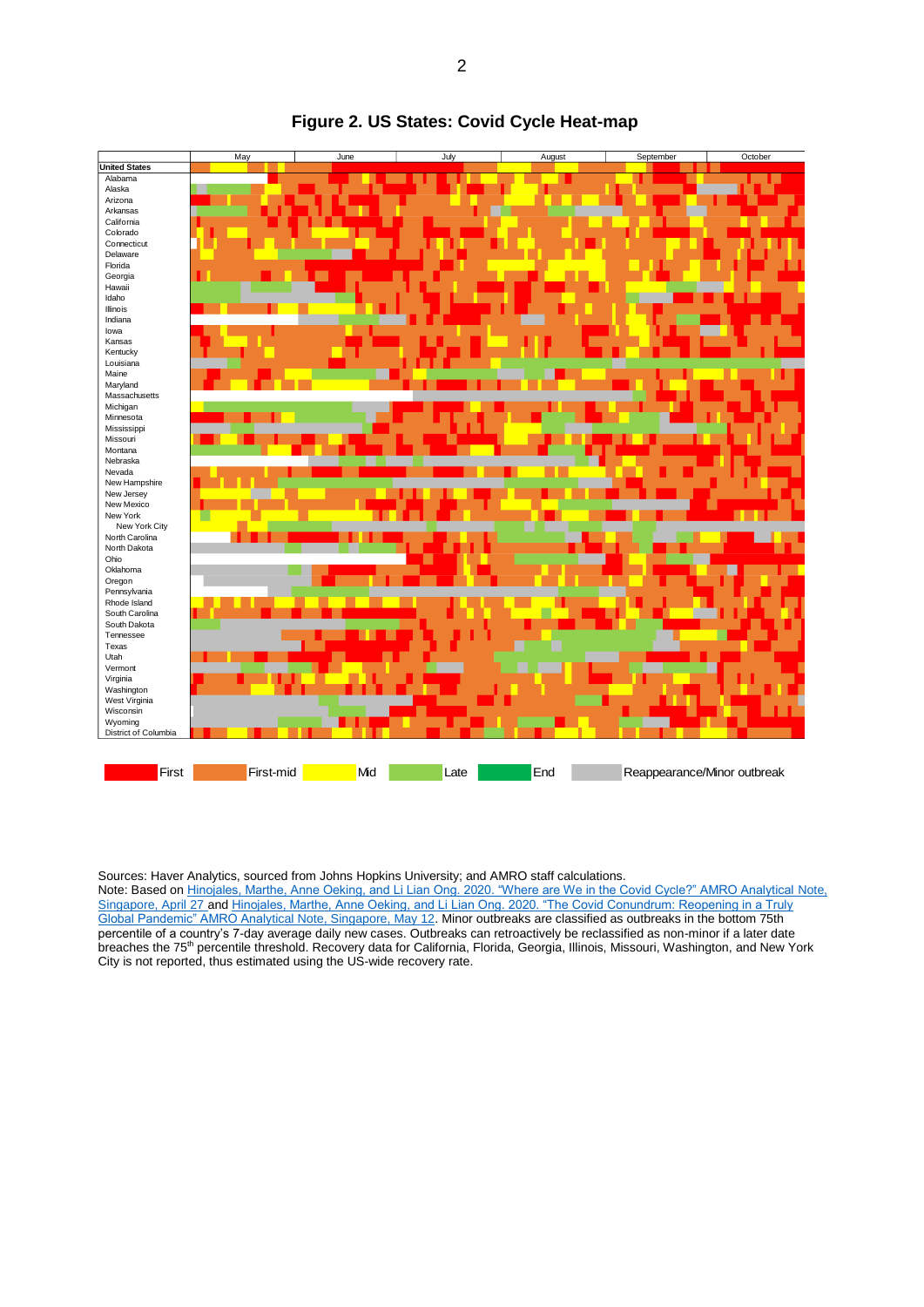**Figure 2. US States: Covid Cycle Heat-map**

| | May | June | July | August | September | October |
|---|---|---|---|---|---|---|
| **United States** | | | | | | |
| Alabama | | | | | | |
| Alaska | | | | | | |
| Arizona | | | | | | |
| Arkansas | | | | | | |
| California | | | | | | |
| Colorado | | | | | | |
| Connecticut | | | | | | |
| Delaware | | | | | | |
| Florida | | | | | | |
| Georgia | | | | | | |
| Hawaii | | | | | | |
| Idaho | | | | | | |
| Illinois | | | | | | |
| Indiana | | | | | | |
| Iowa | | | | | | |
| Kansas | | | | | | |
| Kentucky | | | | | | |
| Louisiana | | | | | | |
| Maine | | | | | | |
| Maryland | | | | | | |
| Massachusetts | | | | | | |
| Michigan | | | | | | |
| Minnesota | | | | | | |
| Mississippi | | | | | | |
| Missouri | | | | | | |
| Montana | | | | | | |
| Nebraska | | | | | | |
| Nevada | | | | | | |
| New Hampshire | | | | | | |
| New Jersey | | | | | | |
| New Mexico | | | | | | |
| New York | | | | | | |
| New York City | | | | | | |
| North Carolina | | | | | | |
| North Dakota | | | | | | |
| Ohio | | | | | | |
| Oklahoma | | | | | | |
| Oregon | | | | | | |
| Pennsylvania | | | | | | |
| Rhode Island | | | | | | |
| South Carolina | | | | | | |
| South Dakota | | | | | | |
| Tennessee | | | | | | |
| Texas | | | | | | |
| Utah | | | | | | |
| Vermont | | | | | | |
| Virginia | | | | | | |
| Washington | | | | | | |
| West Virginia | | | | | | |
| Wisconsin | | | | | | |
| Wyoming | | | | | | |
| District of Columbia | | | | | | |

Legend: First | First-mid | Mid | Late | End | Reappearance/Minor outbreak

Sources: Haver Analytics, sourced from Johns Hopkins University; and AMRO staff calculations.
Note: Based on [Hinojales, Marthe, Anne Oeking, and Li Lian Ong. 2020. "Where are We in the Covid Cycle?" AMRO Analytical Note, Singapore, April 27](#) and [Hinojales, Marthe, Anne Oeking, and Li Lian Ong. 2020. "The Covid Conundrum: Reopening in a Truly Global Pandemic" AMRO Analytical Note, Singapore, May 12](#). Minor outbreaks are classified as outbreaks in the bottom 75th percentile of a country's 7-day average daily new cases. Outbreaks can retroactively be reclassified as non-minor if a later date breaches the 75th percentile threshold. Recovery data for California, Florida, Georgia, Illinois, Missouri, Washington, and New York City is not reported, thus estimated using the US-wide recovery rate.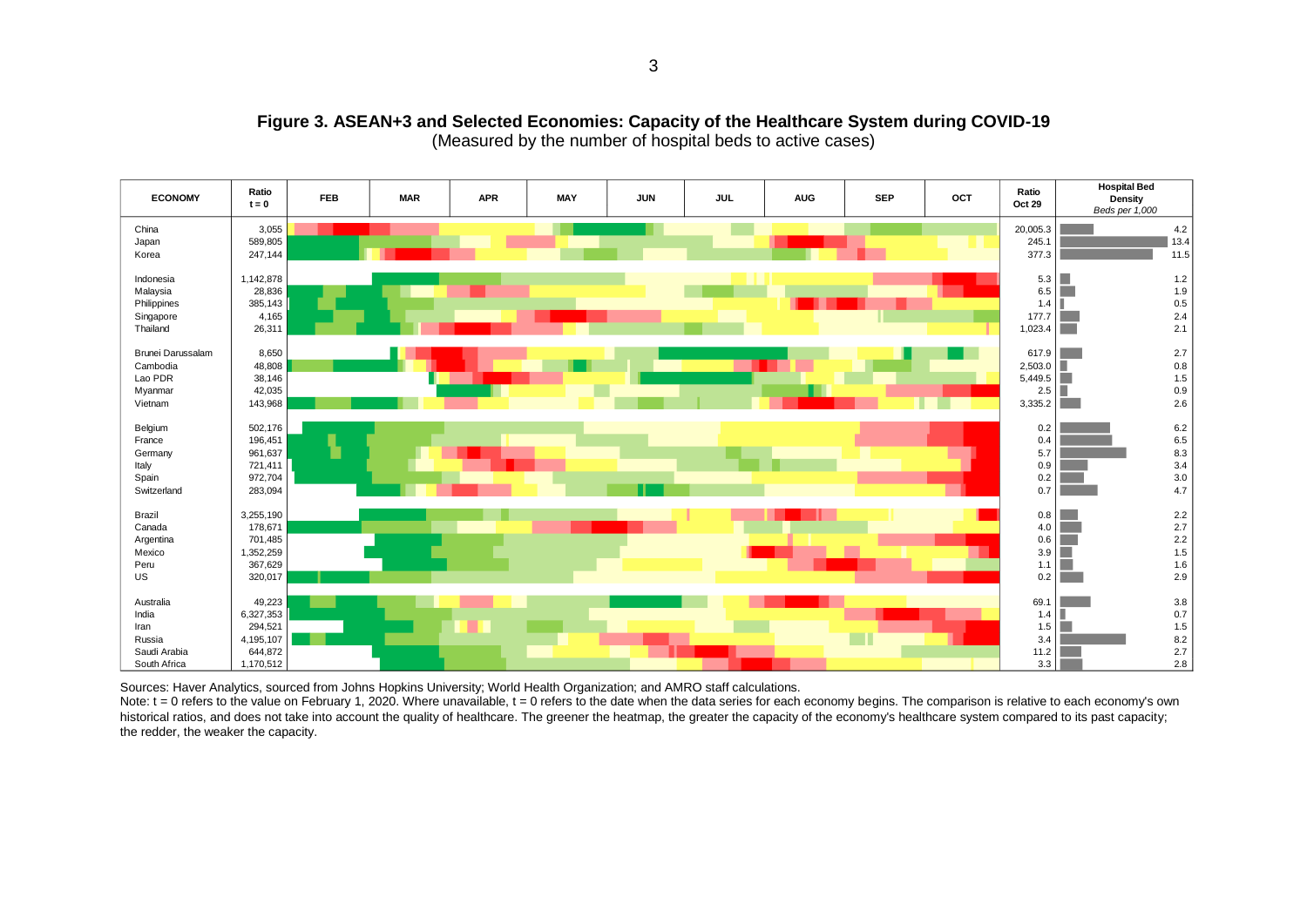**Figure 3. ASEAN+3 and Selected Economies: Capacity of the Healthcare System during COVID-19**
(Measured by the number of hospital beds to active cases)

| ECONOMY | Ratio t = 0 | FEB | MAR | APR | MAY | JUN | JUL | AUG | SEP | OCT | Ratio Oct 29 | Hospital Bed Density *Beds per 1,000* |
|---|---|---|---|---|---|---|---|---|---|---|---|---|
| China | 3,055 | | | | | | | | | | 20,005.3 | 4.2 |
| Japan | 589,805 | | | | | | | | | | 245.1 | 13.4 |
| Korea | 247,144 | | | | | | | | | | 377.3 | 11.5 |
| Indonesia | 1,142,878 | | | | | | | | | | 5.3 | 1.2 |
| Malaysia | 28,836 | | | | | | | | | | 6.5 | 1.9 |
| Philippines | 385,143 | | | | | | | | | | 1.4 | 0.5 |
| Singapore | 4,165 | | | | | | | | | | 177.7 | 2.4 |
| Thailand | 26,311 | | | | | | | | | | 1,023.4 | 2.1 |
| Brunei Darussalam | 8,650 | | | | | | | | | | 617.9 | 2.7 |
| Cambodia | 48,808 | | | | | | | | | | 2,503.0 | 0.8 |
| Lao PDR | 38,146 | | | | | | | | | | 5,449.5 | 1.5 |
| Myanmar | 42,035 | | | | | | | | | | 2.5 | 0.9 |
| Vietnam | 143,968 | | | | | | | | | | 3,335.2 | 2.6 |
| Belgium | 502,176 | | | | | | | | | | 0.2 | 6.2 |
| France | 196,451 | | | | | | | | | | 0.4 | 6.5 |
| Germany | 961,637 | | | | | | | | | | 5.7 | 8.3 |
| Italy | 721,411 | | | | | | | | | | 0.9 | 3.4 |
| Spain | 972,704 | | | | | | | | | | 0.2 | 3.0 |
| Switzerland | 283,094 | | | | | | | | | | 0.7 | 4.7 |
| Brazil | 3,255,190 | | | | | | | | | | 0.8 | 2.2 |
| Canada | 178,671 | | | | | | | | | | 4.0 | 2.7 |
| Argentina | 701,485 | | | | | | | | | | 0.6 | 2.2 |
| Mexico | 1,352,259 | | | | | | | | | | 3.9 | 1.5 |
| Peru | 367,629 | | | | | | | | | | 1.1 | 1.6 |
| US | 320,017 | | | | | | | | | | 0.2 | 2.9 |
| Australia | 49,223 | | | | | | | | | | 69.1 | 3.8 |
| India | 6,327,353 | | | | | | | | | | 1.4 | 0.7 |
| Iran | 294,521 | | | | | | | | | | 1.5 | 1.5 |
| Russia | 4,195,107 | | | | | | | | | | 3.4 | 8.2 |
| Saudi Arabia | 644,872 | | | | | | | | | | 11.2 | 2.7 |
| South Africa | 1,170,512 | | | | | | | | | | 3.3 | 2.8 |

Sources: Haver Analytics, sourced from Johns Hopkins University; World Health Organization; and AMRO staff calculations.
Note: t = 0 refers to the value on February 1, 2020. Where unavailable, t = 0 refers to the date when the data series for each economy begins. The comparison is relative to each economy's own historical ratios, and does not take into account the quality of healthcare. The greener the heatmap, the greater the capacity of the economy's healthcare system compared to its past capacity; the redder, the weaker the capacity.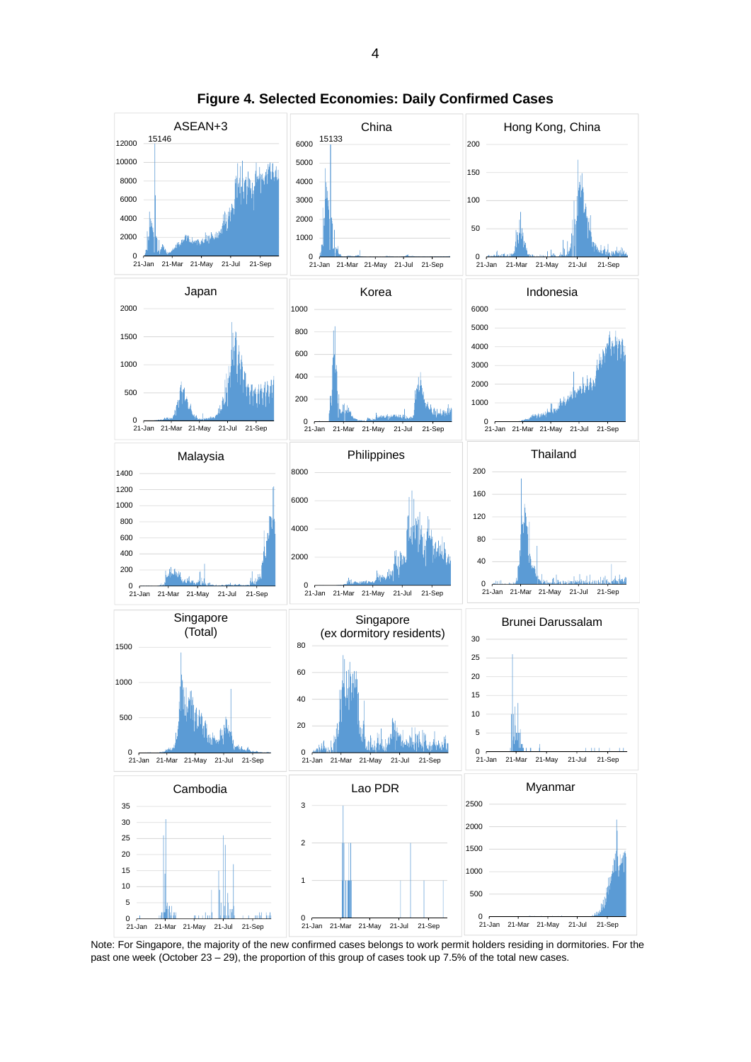**Figure 4. Selected Economies: Daily Confirmed Cases**

Note: For Singapore, the majority of the new confirmed cases belongs to work permit holders residing in dormitories. For the past one week (October 23 – 29), the proportion of this group of cases took up 7.5% of the total new cases.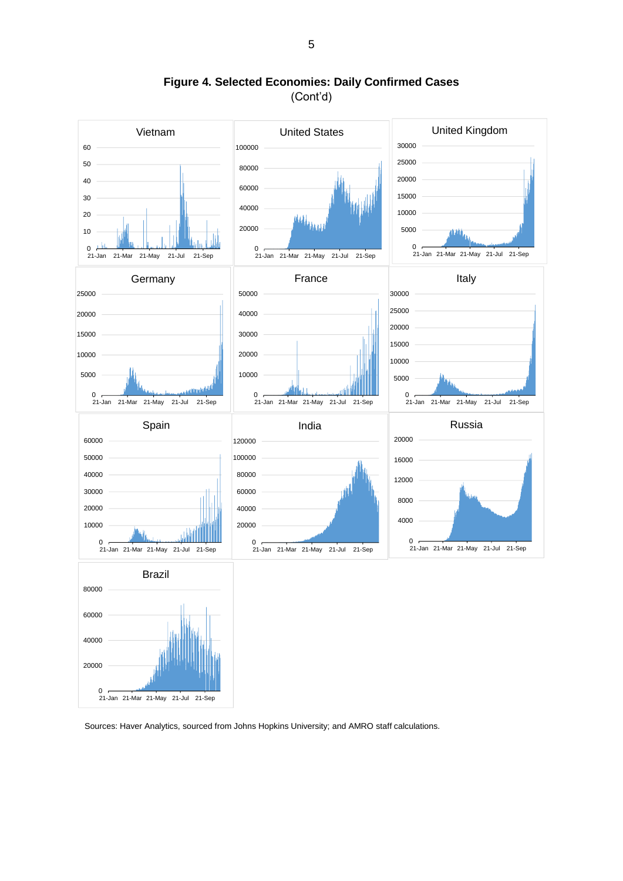**Figure 4. Selected Economies: Daily Confirmed Cases**
(Cont'd)

Sources: Haver Analytics, sourced from Johns Hopkins University; and AMRO staff calculations.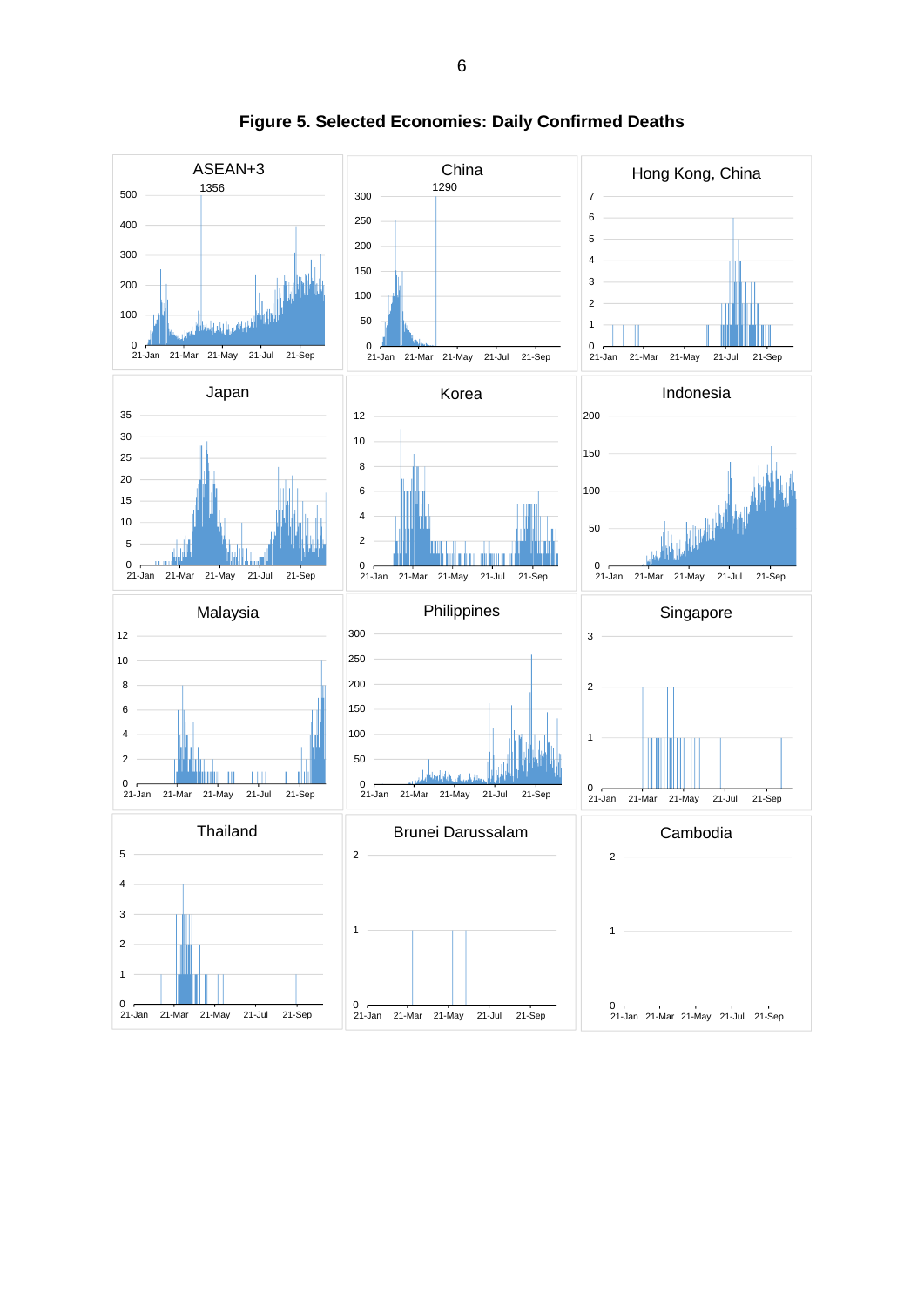**Figure 5. Selected Economies: Daily Confirmed Deaths**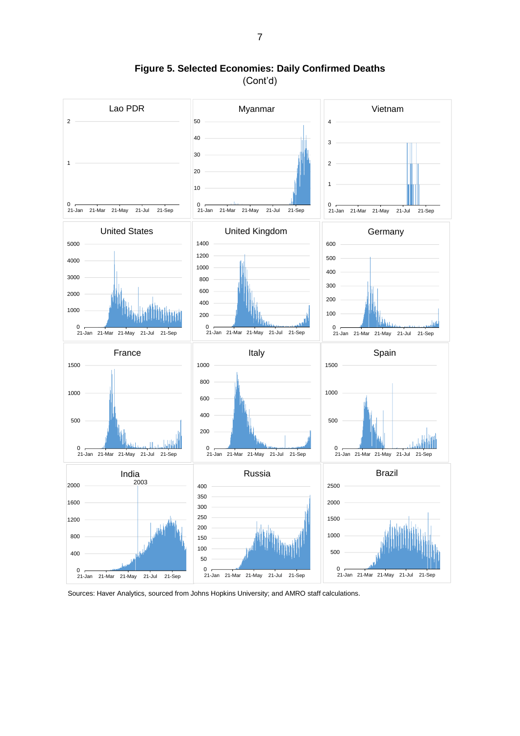**Figure 5. Selected Economies: Daily Confirmed Deaths**
(Cont'd)

Sources: Haver Analytics, sourced from Johns Hopkins University; and AMRO staff calculations.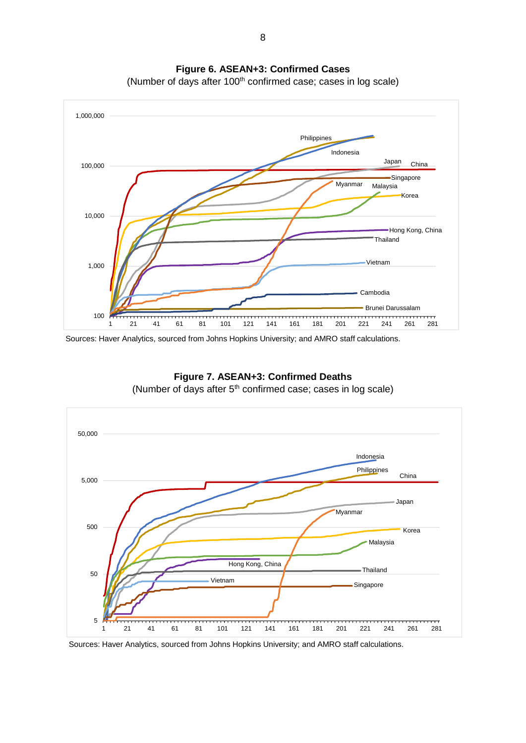**Figure 6. ASEAN+3: Confirmed Cases**
(Number of days after 100th confirmed case; cases in log scale)

Sources: Haver Analytics, sourced from Johns Hopkins University; and AMRO staff calculations.

**Figure 7. ASEAN+3: Confirmed Deaths**
(Number of days after 5th confirmed case; cases in log scale)

Sources: Haver Analytics, sourced from Johns Hopkins University; and AMRO staff calculations.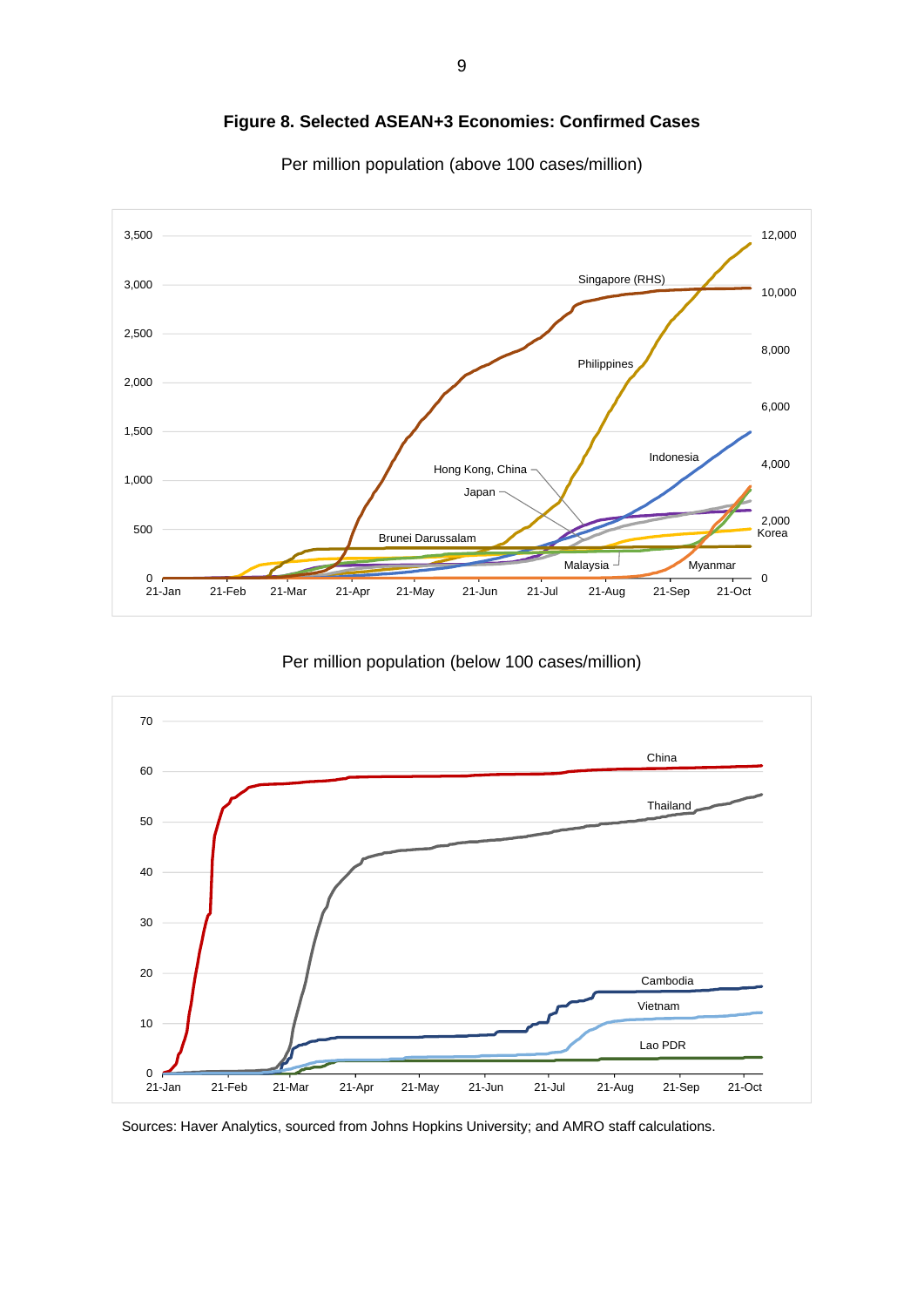**Figure 8. Selected ASEAN+3 Economies: Confirmed Cases**

Per million population (above 100 cases/million)

Per million population (below 100 cases/million)

Sources: Haver Analytics, sourced from Johns Hopkins University; and AMRO staff calculations.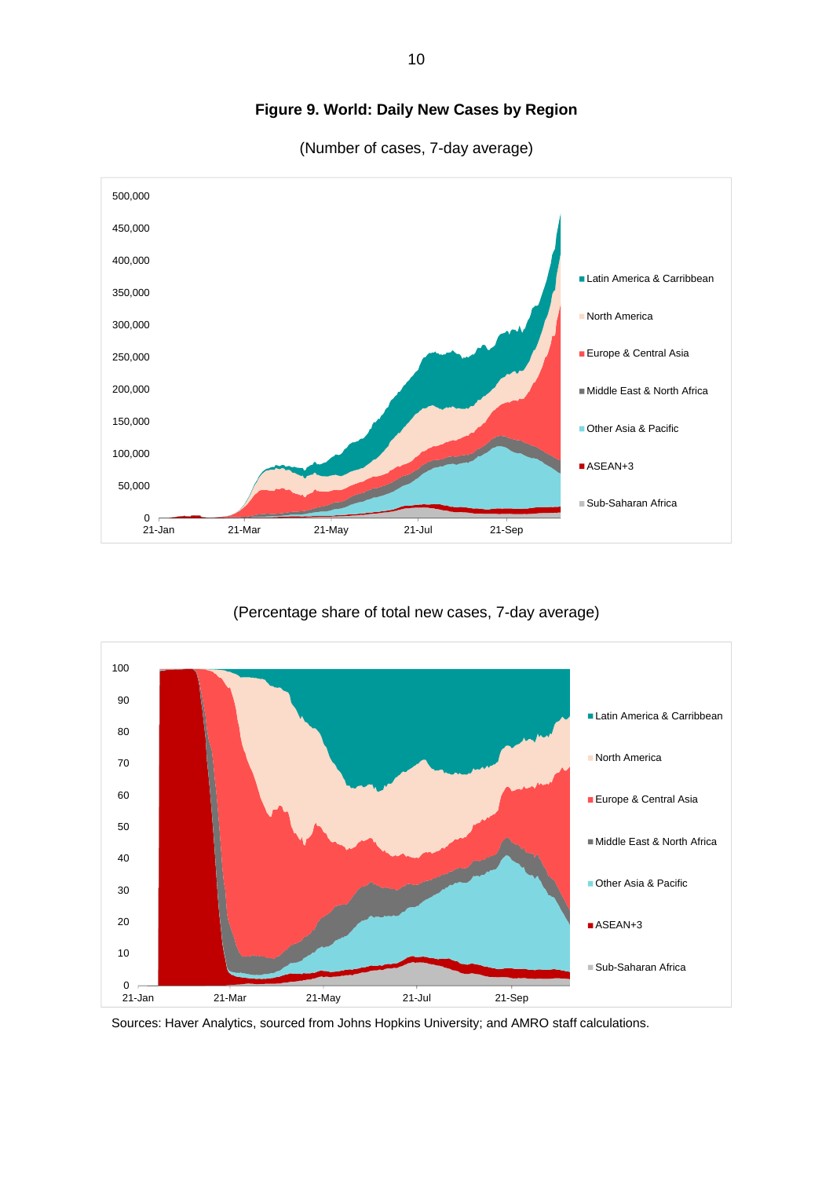**Figure 9. World: Daily New Cases by Region**

(Number of cases, 7-day average)

(Percentage share of total new cases, 7-day average)

Sources: Haver Analytics, sourced from Johns Hopkins University; and AMRO staff calculations.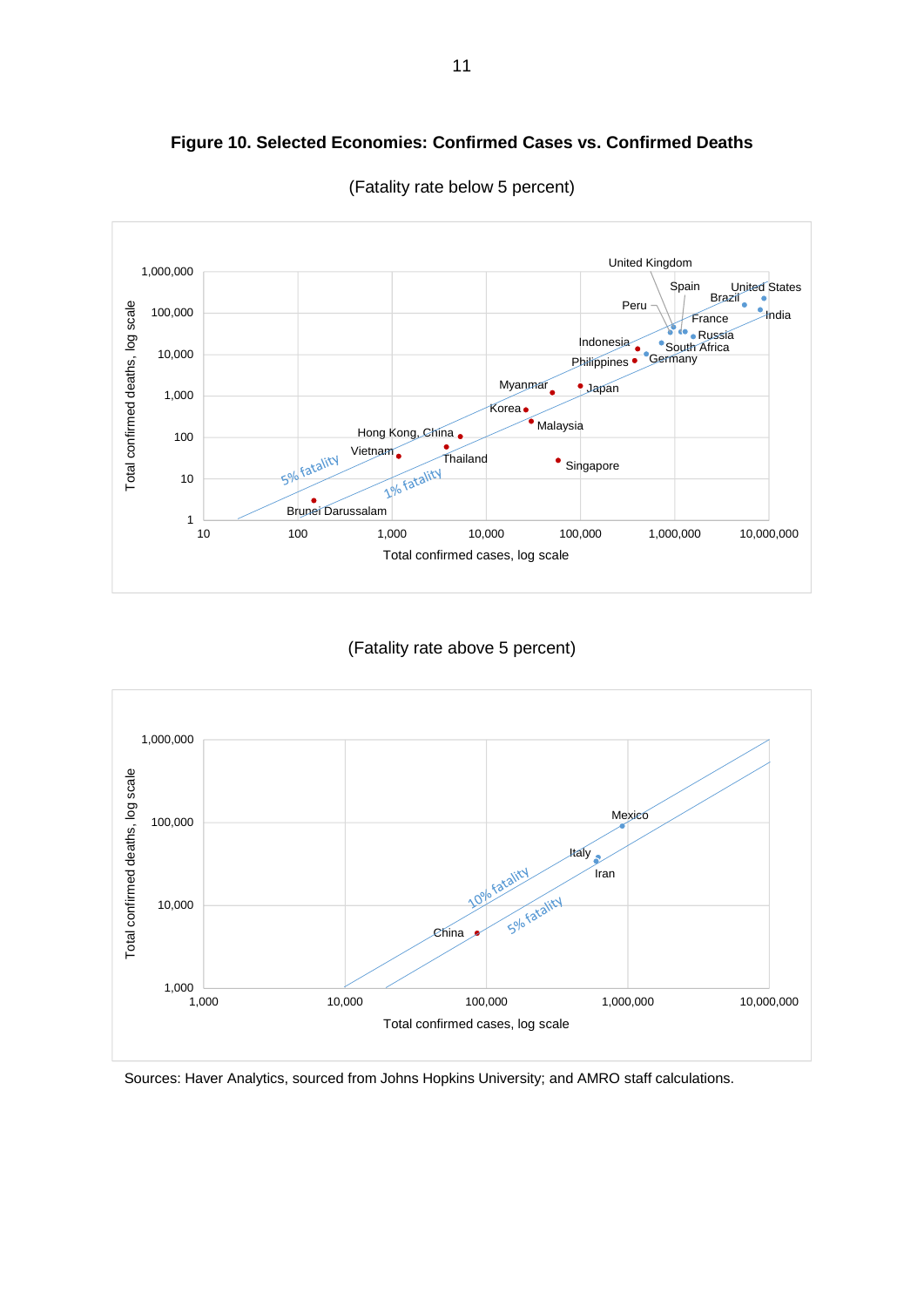**Figure 10. Selected Economies: Confirmed Cases vs. Confirmed Deaths**

(Fatality rate below 5 percent)

Total confirmed deaths, log scale

1,000,000
100,000
10,000
1,000
100
10
1

10
100
1,000
10,000
100,000
1,000,000
10,000,000

Total confirmed cases, log scale

5% fatality
1% fatality

United Kingdom
Spain
United States
Brazil
Peru
India
France
Russia
Indonesia
South Africa
Philippines
Germany
Myanmar
Japan
Korea
Malaysia
Hong Kong, China
Vietnam
Thailand
Singapore
Brunei Darussalam

(Fatality rate above 5 percent)

Total confirmed deaths, log scale

1,000,000
100,000
10,000
1,000

1,000
10,000
100,000
1,000,000
10,000,000

Total confirmed cases, log scale

10% fatality
5% fatality

Mexico
Italy
Iran
China

Sources: Haver Analytics, sourced from Johns Hopkins University; and AMRO staff calculations.